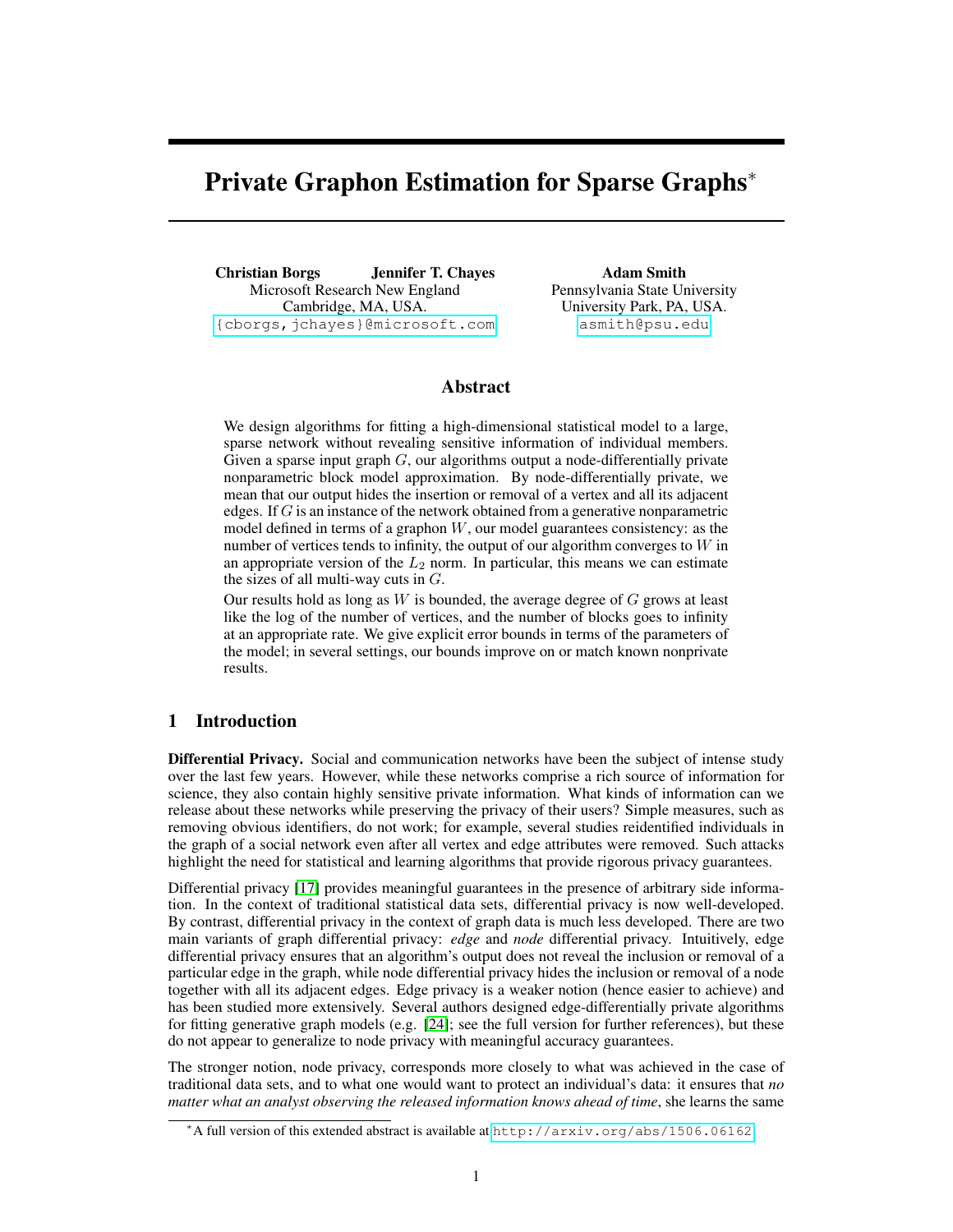# Private Graphon Estimation for Sparse Graphs*

**Christian Borgs** **Jennifer T. Chayes**
Microsoft Research New England
Cambridge, MA, USA.
{cborgs,jchayes}@microsoft.com

**Adam Smith**
Pennsylvania State University
University Park, PA, USA.
asmith@psu.edu

## Abstract

We design algorithms for fitting a high-dimensional statistical model to a large, sparse network without revealing sensitive information of individual members. Given a sparse input graph $G$, our algorithms output a node-differentially private nonparametric block model approximation. By node-differentially private, we mean that our output hides the insertion or removal of a vertex and all its adjacent edges. If $G$ is an instance of the network obtained from a generative nonparametric model defined in terms of a graphon $W$, our model guarantees consistency: as the number of vertices tends to infinity, the output of our algorithm converges to $W$ in an appropriate version of the $L_2$ norm. In particular, this means we can estimate the sizes of all multi-way cuts in $G$.

Our results hold as long as $W$ is bounded, the average degree of $G$ grows at least like the log of the number of vertices, and the number of blocks goes to infinity at an appropriate rate. We give explicit error bounds in terms of the parameters of the model; in several settings, our bounds improve on or match known nonprivate results.

## 1 Introduction

**Differential Privacy.** Social and communication networks have been the subject of intense study over the last few years. However, while these networks comprise a rich source of information for science, they also contain highly sensitive private information. What kinds of information can we release about these networks while preserving the privacy of their users? Simple measures, such as removing obvious identifiers, do not work; for example, several studies reidentified individuals in the graph of a social network even after all vertex and edge attributes were removed. Such attacks highlight the need for statistical and learning algorithms that provide rigorous privacy guarantees.

Differential privacy [17] provides meaningful guarantees in the presence of arbitrary side information. In the context of traditional statistical data sets, differential privacy is now well-developed. By contrast, differential privacy in the context of graph data is much less developed. There are two main variants of graph differential privacy: *edge* and *node* differential privacy. Intuitively, edge differential privacy ensures that an algorithm's output does not reveal the inclusion or removal of a particular edge in the graph, while node differential privacy hides the inclusion or removal of a node together with all its adjacent edges. Edge privacy is a weaker notion (hence easier to achieve) and has been studied more extensively. Several authors designed edge-differentially private algorithms for fitting generative graph models (e.g. [24]; see the full version for further references), but these do not appear to generalize to node privacy with meaningful accuracy guarantees.

The stronger notion, node privacy, corresponds more closely to what was achieved in the case of traditional data sets, and to what one would want to protect an individual's data: it ensures that *no matter what an analyst observing the released information knows ahead of time*, she learns the same

*A full version of this extended abstract is available at http://arxiv.org/abs/1506.06162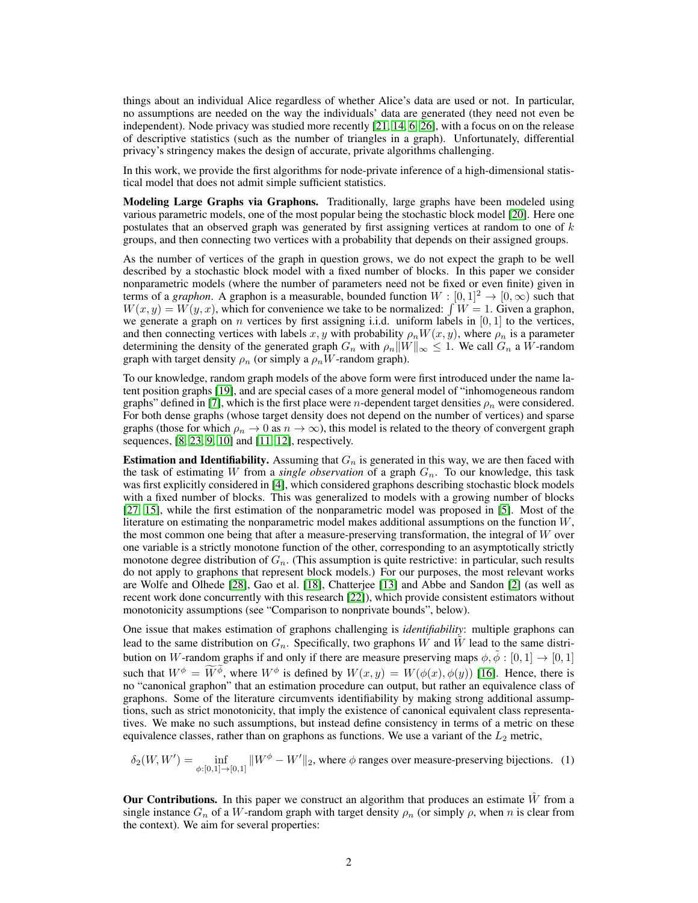things about an individual Alice regardless of whether Alice's data are used or not. In particular, no assumptions are needed on the way the individuals' data are generated (they need not even be independent). Node privacy was studied more recently [21, 14, 6, 26], with a focus on on the release of descriptive statistics (such as the number of triangles in a graph). Unfortunately, differential privacy's stringency makes the design of accurate, private algorithms challenging.

In this work, we provide the first algorithms for node-private inference of a high-dimensional statistical model that does not admit simple sufficient statistics.

**Modeling Large Graphs via Graphons.** Traditionally, large graphs have been modeled using various parametric models, one of the most popular being the stochastic block model [20]. Here one postulates that an observed graph was generated by first assigning vertices at random to one of $k$ groups, and then connecting two vertices with a probability that depends on their assigned groups.

As the number of vertices of the graph in question grows, we do not expect the graph to be well described by a stochastic block model with a fixed number of blocks. In this paper we consider nonparametric models (where the number of parameters need not be fixed or even finite) given in terms of a *graphon*. A graphon is a measurable, bounded function $W : [0, 1]^2 \to [0, \infty)$ such that $W(x, y) = W(y, x)$, which for convenience we take to be normalized: $\int W = 1$. Given a graphon, we generate a graph on $n$ vertices by first assigning i.i.d. uniform labels in $[0, 1]$ to the vertices, and then connecting vertices with labels $x, y$ with probability $\rho_n W(x, y)$, where $\rho_n$ is a parameter determining the density of the generated graph $G_n$ with $\rho_n \|W\|_\infty \leq 1$. We call $G_n$ a $W$-random graph with target density $\rho_n$ (or simply a $\rho_n W$-random graph).

To our knowledge, random graph models of the above form were first introduced under the name latent position graphs [19], and are special cases of a more general model of "inhomogeneous random graphs" defined in [7], which is the first place were $n$-dependent target densities $\rho_n$ were considered. For both dense graphs (whose target density does not depend on the number of vertices) and sparse graphs (those for which $\rho_n \to 0$ as $n \to \infty$), this model is related to the theory of convergent graph sequences, [8, 23, 9, 10] and [11, 12], respectively.

**Estimation and Identifiability.** Assuming that $G_n$ is generated in this way, we are then faced with the task of estimating $W$ from a *single observation* of a graph $G_n$. To our knowledge, this task was first explicitly considered in [4], which considered graphons describing stochastic block models with a fixed number of blocks. This was generalized to models with a growing number of blocks [27, 15], while the first estimation of the nonparametric model was proposed in [5]. Most of the literature on estimating the nonparametric model makes additional assumptions on the function $W$, the most common one being that after a measure-preserving transformation, the integral of $W$ over one variable is a strictly monotone function of the other, corresponding to an asymptotically strictly monotone degree distribution of $G_n$. (This assumption is quite restrictive: in particular, such results do not apply to graphons that represent block models.) For our purposes, the most relevant works are Wolfe and Olhede [28], Gao et al. [18], Chatterjee [13] and Abbe and Sandon [2] (as well as recent work done concurrently with this research [22]), which provide consistent estimators without monotonicity assumptions (see "Comparison to nonprivate bounds", below).

One issue that makes estimation of graphons challenging is *identifiability*: multiple graphons can lead to the same distribution on $G_n$. Specifically, two graphons $W$ and $\tilde{W}$ lead to the same distribution on $W$-random graphs if and only if there are measure preserving maps $\phi, \tilde{\phi} : [0, 1] \to [0, 1]$ such that $W^\phi = \widetilde{W}^{\tilde{\phi}}$, where $W^\phi$ is defined by $W(x, y) = W(\phi(x), \phi(y))$ [16]. Hence, there is no "canonical graphon" that an estimation procedure can output, but rather an equivalence class of graphons. Some of the literature circumvents identifiability by making strong additional assumptions, such as strict monotonicity, that imply the existence of canonical equivalent class representatives. We make no such assumptions, but instead define consistency in terms of a metric on these equivalence classes, rather than on graphons as functions. We use a variant of the $L_2$ metric,

$$\delta_2(W, W') = \inf_{\phi:[0,1]\to[0,1]} \|W^\phi - W'\|_2, \text{ where } \phi \text{ ranges over measure-preserving bijections.} \quad (1)$$

**Our Contributions.** In this paper we construct an algorithm that produces an estimate $\hat{W}$ from a single instance $G_n$ of a $W$-random graph with target density $\rho_n$ (or simply $\rho$, when $n$ is clear from the context). We aim for several properties: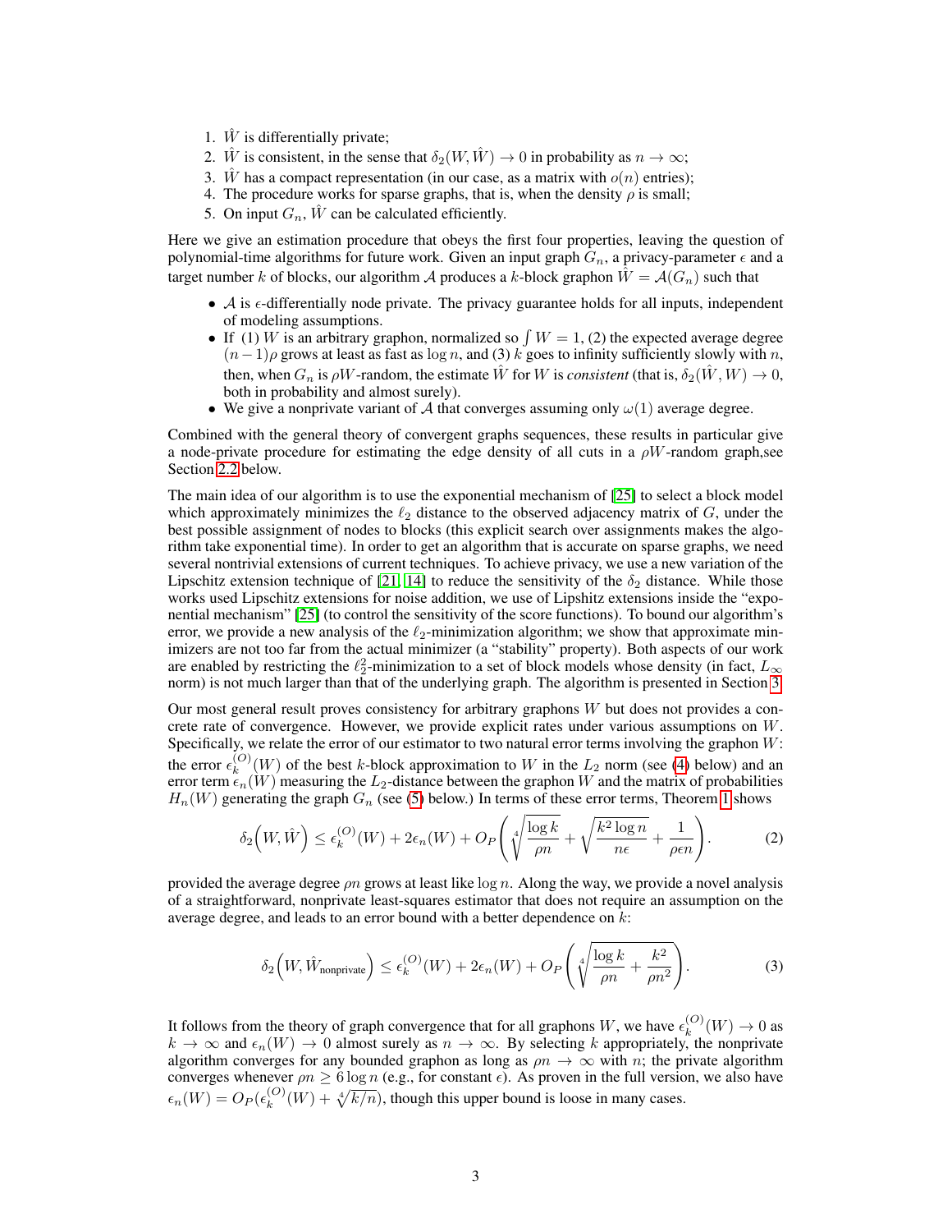1. $\hat{W}$ is differentially private;
2. $\hat{W}$ is consistent, in the sense that $\delta_2(W, \hat{W}) \to 0$ in probability as $n \to \infty$;
3. $\hat{W}$ has a compact representation (in our case, as a matrix with $o(n)$ entries);
4. The procedure works for sparse graphs, that is, when the density $\rho$ is small;
5. On input $G_n$, $\hat{W}$ can be calculated efficiently.

Here we give an estimation procedure that obeys the first four properties, leaving the question of polynomial-time algorithms for future work. Given an input graph $G_n$, a privacy-parameter $\epsilon$ and a target number $k$ of blocks, our algorithm $\mathcal{A}$ produces a $k$-block graphon $\hat{W} = \mathcal{A}(G_n)$ such that

- $\mathcal{A}$ is $\epsilon$-differentially node private. The privacy guarantee holds for all inputs, independent of modeling assumptions.
- If (1) $W$ is an arbitrary graphon, normalized so $\int W = 1$, (2) the expected average degree $(n-1)\rho$ grows at least as fast as $\log n$, and (3) $k$ goes to infinity sufficiently slowly with $n$, then, when $G_n$ is $\rho W$-random, the estimate $\hat{W}$ for $W$ is *consistent* (that is, $\delta_2(\hat{W}, W) \to 0$, both in probability and almost surely).
- We give a nonprivate variant of $\mathcal{A}$ that converges assuming only $\omega(1)$ average degree.

Combined with the general theory of convergent graphs sequences, these results in particular give a node-private procedure for estimating the edge density of all cuts in a $\rho W$-random graph,see Section 2.2 below.

The main idea of our algorithm is to use the exponential mechanism of [25] to select a block model which approximately minimizes the $\ell_2$ distance to the observed adjacency matrix of $G$, under the best possible assignment of nodes to blocks (this explicit search over assignments makes the algorithm take exponential time). In order to get an algorithm that is accurate on sparse graphs, we need several nontrivial extensions of current techniques. To achieve privacy, we use a new variation of the Lipschitz extension technique of [21, 14] to reduce the sensitivity of the $\delta_2$ distance. While those works used Lipschitz extensions for noise addition, we use of Lipshitz extensions inside the "exponential mechanism" [25] (to control the sensitivity of the score functions). To bound our algorithm's error, we provide a new analysis of the $\ell_2$-minimization algorithm; we show that approximate minimizers are not too far from the actual minimizer (a "stability" property). Both aspects of our work are enabled by restricting the $\ell_2^2$-minimization to a set of block models whose density (in fact, $L_\infty$ norm) is not much larger than that of the underlying graph. The algorithm is presented in Section 3.

Our most general result proves consistency for arbitrary graphons $W$ but does not provides a concrete rate of convergence. However, we provide explicit rates under various assumptions on $W$. Specifically, we relate the error of our estimator to two natural error terms involving the graphon $W$: the error $\epsilon_k^{(O)}(W)$ of the best $k$-block approximation to $W$ in the $L_2$ norm (see (4) below) and an error term $\epsilon_n(W)$ measuring the $L_2$-distance between the graphon $W$ and the matrix of probabilities $H_n(W)$ generating the graph $G_n$ (see (5) below.) In terms of these error terms, Theorem 1 shows

$$\delta_2\Big(W, \hat{W}\Big) \le \epsilon_k^{(O)}(W) + 2\epsilon_n(W) + O_P\left(\sqrt[4]{\frac{\log k}{\rho n}} + \sqrt{\frac{k^2 \log n}{n\epsilon}} + \frac{1}{\rho\epsilon n}\right). \tag{2}$$

provided the average degree $\rho n$ grows at least like $\log n$. Along the way, we provide a novel analysis of a straightforward, nonprivate least-squares estimator that does not require an assumption on the average degree, and leads to an error bound with a better dependence on $k$:

$$\delta_2\Big(W, \hat{W}_{\text{nonprivate}}\Big) \le \epsilon_k^{(O)}(W) + 2\epsilon_n(W) + O_P\left(\sqrt[4]{\frac{\log k}{\rho n} + \frac{k^2}{\rho n^2}}\right). \tag{3}$$

It follows from the theory of graph convergence that for all graphons $W$, we have $\epsilon_k^{(O)}(W) \to 0$ as $k \to \infty$ and $\epsilon_n(W) \to 0$ almost surely as $n \to \infty$. By selecting $k$ appropriately, the nonprivate algorithm converges for any bounded graphon as long as $\rho n \to \infty$ with $n$; the private algorithm converges whenever $\rho n \ge 6 \log n$ (e.g., for constant $\epsilon$). As proven in the full version, we also have $\epsilon_n(W) = O_P(\epsilon_k^{(O)}(W) + \sqrt[4]{k/n})$, though this upper bound is loose in many cases.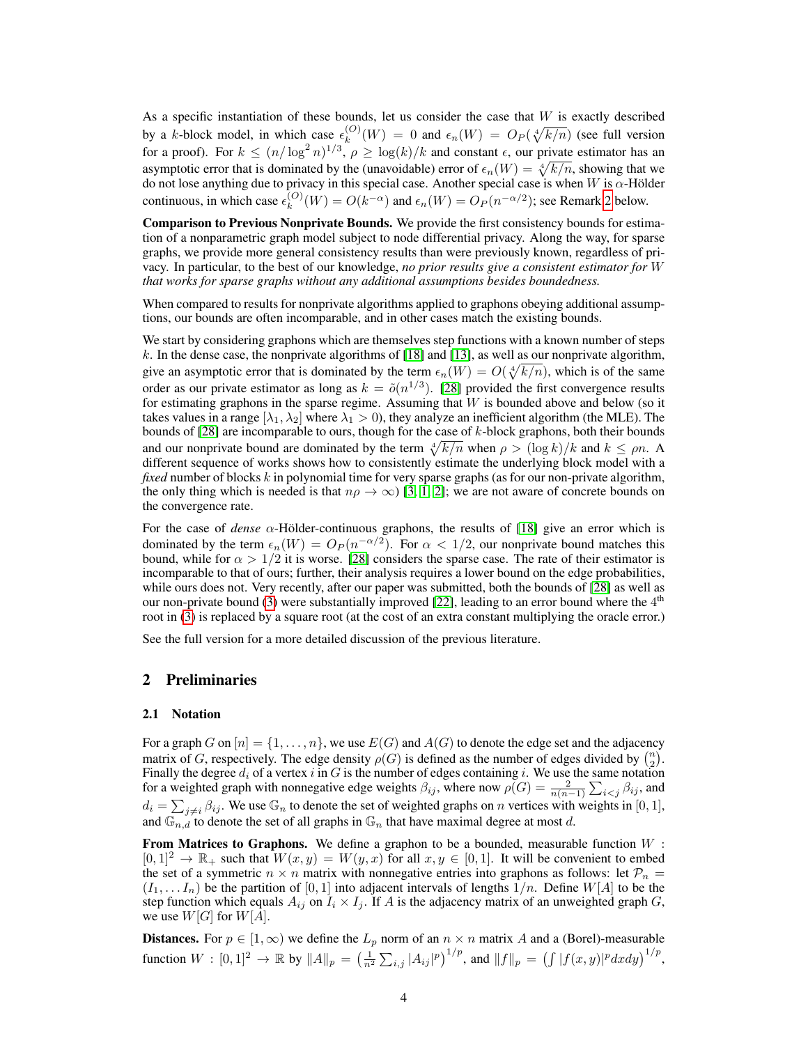As a specific instantiation of these bounds, let us consider the case that $W$ is exactly described by a $k$-block model, in which case $\epsilon_k^{(O)}(W) = 0$ and $\epsilon_n(W) = O_P(\sqrt[4]{k/n})$ (see full version for a proof). For $k \leq (n/\log^2 n)^{1/3}$, $\rho \geq \log(k)/k$ and constant $\epsilon$, our private estimator has an asymptotic error that is dominated by the (unavoidable) error of $\epsilon_n(W) = \sqrt[4]{k/n}$, showing that we do not lose anything due to privacy in this special case. Another special case is when $W$ is $\alpha$-Hölder continuous, in which case $\epsilon_k^{(O)}(W) = O(k^{-\alpha})$ and $\epsilon_n(W) = O_P(n^{-\alpha/2})$; see Remark 2 below.

**Comparison to Previous Nonprivate Bounds.** We provide the first consistency bounds for estimation of a nonparametric graph model subject to node differential privacy. Along the way, for sparse graphs, we provide more general consistency results than were previously known, regardless of privacy. In particular, to the best of our knowledge, *no prior results give a consistent estimator for $W$ that works for sparse graphs without any additional assumptions besides boundedness.*

When compared to results for nonprivate algorithms applied to graphons obeying additional assumptions, our bounds are often incomparable, and in other cases match the existing bounds.

We start by considering graphons which are themselves step functions with a known number of steps $k$. In the dense case, the nonprivate algorithms of [18] and [13], as well as our nonprivate algorithm, give an asymptotic error that is dominated by the term $\epsilon_n(W) = O(\sqrt[4]{k/n})$, which is of the same order as our private estimator as long as $k = \tilde{o}(n^{1/3})$. [28] provided the first convergence results for estimating graphons in the sparse regime. Assuming that $W$ is bounded above and below (so it takes values in a range $[\lambda_1, \lambda_2]$ where $\lambda_1 > 0$), they analyze an inefficient algorithm (the MLE). The bounds of [28] are incomparable to ours, though for the case of $k$-block graphons, both their bounds and our nonprivate bound are dominated by the term $\sqrt[4]{k/n}$ when $\rho > (\log k)/k$ and $k \leq \rho n$. A different sequence of works shows how to consistently estimate the underlying block model with a *fixed* number of blocks $k$ in polynomial time for very sparse graphs (as for our non-private algorithm, the only thing which is needed is that $n\rho \to \infty$) [3, 1, 2]; we are not aware of concrete bounds on the convergence rate.

For the case of *dense* $\alpha$-Hölder-continuous graphons, the results of [18] give an error which is dominated by the term $\epsilon_n(W) = O_P(n^{-\alpha/2})$. For $\alpha < 1/2$, our nonprivate bound matches this bound, while for $\alpha > 1/2$ it is worse. [28] considers the sparse case. The rate of their estimator is incomparable to that of ours; further, their analysis requires a lower bound on the edge probabilities, while ours does not. Very recently, after our paper was submitted, both the bounds of [28] as well as our non-private bound (3) were substantially improved [22], leading to an error bound where the 4th root in (3) is replaced by a square root (at the cost of an extra constant multiplying the oracle error.)

See the full version for a more detailed discussion of the previous literature.

## 2 Preliminaries

### 2.1 Notation

For a graph $G$ on $[n] = \{1, \ldots, n\}$, we use $E(G)$ and $A(G)$ to denote the edge set and the adjacency matrix of $G$, respectively. The edge density $\rho(G)$ is defined as the number of edges divided by $\binom{n}{2}$. Finally the degree $d_i$ of a vertex $i$ in $G$ is the number of edges containing $i$. We use the same notation for a weighted graph with nonnegative edge weights $\beta_{ij}$, where now $\rho(G) = \frac{2}{n(n-1)} \sum_{i<j} \beta_{ij}$, and $d_i = \sum_{j \neq i} \beta_{ij}$. We use $\mathbb{G}_n$ to denote the set of weighted graphs on $n$ vertices with weights in $[0, 1]$, and $\mathbb{G}_{n,d}$ to denote the set of all graphs in $\mathbb{G}_n$ that have maximal degree at most $d$.

**From Matrices to Graphons.** We define a graphon to be a bounded, measurable function $W : [0,1]^2 \to \mathbb{R}_+$ such that $W(x, y) = W(y, x)$ for all $x, y \in [0, 1]$. It will be convenient to embed the set of a symmetric $n \times n$ matrix with nonnegative entries into graphons as follows: let $\mathcal{P}_n = (I_1, \ldots I_n)$ be the partition of $[0, 1]$ into adjacent intervals of lengths $1/n$. Define $W[A]$ to be the step function which equals $A_{ij}$ on $I_i \times I_j$. If $A$ is the adjacency matrix of an unweighted graph $G$, we use $W[G]$ for $W[A]$.

**Distances.** For $p \in [1, \infty)$ we define the $L_p$ norm of an $n \times n$ matrix $A$ and a (Borel)-measurable function $W : [0, 1]^2 \to \mathbb{R}$ by $\|A\|_p = \left(\frac{1}{n^2} \sum_{i,j} |A_{ij}|^p\right)^{1/p}$, and $\|f\|_p = \left(\int |f(x, y)|^p dx dy\right)^{1/p}$,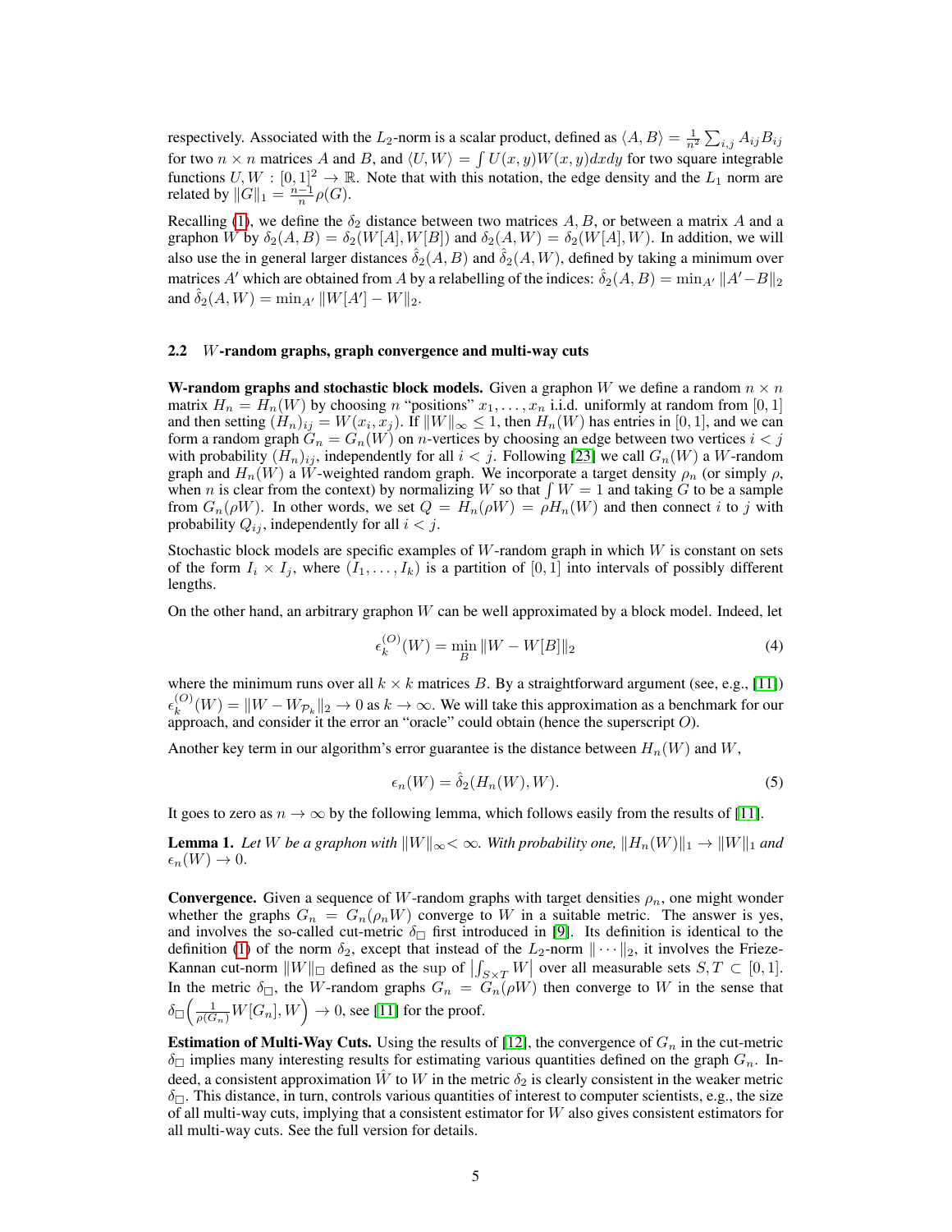respectively. Associated with the $L_2$-norm is a scalar product, defined as $\langle A, B\rangle = \frac{1}{n^2}\sum_{i,j} A_{ij}B_{ij}$ for two $n \times n$ matrices $A$ and $B$, and $\langle U, W\rangle = \int U(x,y)W(x,y)dxdy$ for two square integrable functions $U, W : [0,1]^2 \to \mathbb{R}$. Note that with this notation, the edge density and the $L_1$ norm are related by $\|G\|_1 = \frac{n-1}{n}\rho(G)$.

Recalling (1), we define the $\delta_2$ distance between two matrices $A, B$, or between a matrix $A$ and a graphon $W$ by $\delta_2(A,B) = \delta_2(W[A], W[B])$ and $\delta_2(A,W) = \delta_2(W[A], W)$. In addition, we will also use the in general larger distances $\hat{\delta}_2(A,B)$ and $\hat{\delta}_2(A,W)$, defined by taking a minimum over matrices $A'$ which are obtained from $A$ by a relabelling of the indices: $\hat{\delta}_2(A,B) = \min_{A'} \|A' - B\|_2$ and $\hat{\delta}_2(A,W) = \min_{A'} \|W[A'] - W\|_2$.

### 2.2 $W$-random graphs, graph convergence and multi-way cuts

**W-random graphs and stochastic block models.** Given a graphon $W$ we define a random $n \times n$ matrix $H_n = H_n(W)$ by choosing $n$ "positions" $x_1, \dots, x_n$ i.i.d. uniformly at random from $[0,1]$ and then setting $(H_n)_{ij} = W(x_i, x_j)$. If $\|W\|_\infty \leq 1$, then $H_n(W)$ has entries in $[0,1]$, and we can form a random graph $G_n = G_n(W)$ on $n$-vertices by choosing an edge between two vertices $i < j$ with probability $(H_n)_{ij}$, independently for all $i < j$. Following [23] we call $G_n(W)$ a $W$-random graph and $H_n(W)$ a $W$-weighted random graph. We incorporate a target density $\rho_n$ (or simply $\rho$, when $n$ is clear from the context) by normalizing $W$ so that $\int W = 1$ and taking $G$ to be a sample from $G_n(\rho W)$. In other words, we set $Q = H_n(\rho W) = \rho H_n(W)$ and then connect $i$ to $j$ with probability $Q_{ij}$, independently for all $i < j$.

Stochastic block models are specific examples of $W$-random graph in which $W$ is constant on sets of the form $I_i \times I_j$, where $(I_1, \dots, I_k)$ is a partition of $[0,1]$ into intervals of possibly different lengths.

On the other hand, an arbitrary graphon $W$ can be well approximated by a block model. Indeed, let

$$\epsilon_k^{(O)}(W) = \min_B \|W - W[B]\|_2 \tag{4}$$

where the minimum runs over all $k \times k$ matrices $B$. By a straightforward argument (see, e.g., [11]) $\epsilon_k^{(O)}(W) = \|W - W_{\mathcal{P}_k}\|_2 \to 0$ as $k \to \infty$. We will take this approximation as a benchmark for our approach, and consider it the error an "oracle" could obtain (hence the superscript $O$).

Another key term in our algorithm's error guarantee is the distance between $H_n(W)$ and $W$,

$$\epsilon_n(W) = \hat{\delta}_2(H_n(W), W). \tag{5}$$

It goes to zero as $n \to \infty$ by the following lemma, which follows easily from the results of [11].

**Lemma 1.** *Let $W$ be a graphon with $\|W\|_\infty < \infty$. With probability one, $\|H_n(W)\|_1 \to \|W\|_1$ and $\epsilon_n(W) \to 0$.*

**Convergence.** Given a sequence of $W$-random graphs with target densities $\rho_n$, one might wonder whether the graphs $G_n = G_n(\rho_n W)$ converge to $W$ in a suitable metric. The answer is yes, and involves the so-called cut-metric $\delta_\square$ first introduced in [9]. Its definition is identical to the definition (1) of the norm $\delta_2$, except that instead of the $L_2$-norm $\|\cdots\|_2$, it involves the Frieze-Kannan cut-norm $\|W\|_\square$ defined as the sup of $\left|\int_{S \times T} W\right|$ over all measurable sets $S, T \subset [0,1]$. In the metric $\delta_\square$, the $W$-random graphs $G_n = G_n(\rho W)$ then converge to $W$ in the sense that $\delta_\square\left(\frac{1}{\rho(G_n)} W[G_n], W\right) \to 0$, see [11] for the proof.

**Estimation of Multi-Way Cuts.** Using the results of [12], the convergence of $G_n$ in the cut-metric $\delta_\square$ implies many interesting results for estimating various quantities defined on the graph $G_n$. Indeed, a consistent approximation $\hat{W}$ to $W$ in the metric $\delta_2$ is clearly consistent in the weaker metric $\delta_\square$. This distance, in turn, controls various quantities of interest to computer scientists, e.g., the size of all multi-way cuts, implying that a consistent estimator for $W$ also gives consistent estimators for all multi-way cuts. See the full version for details.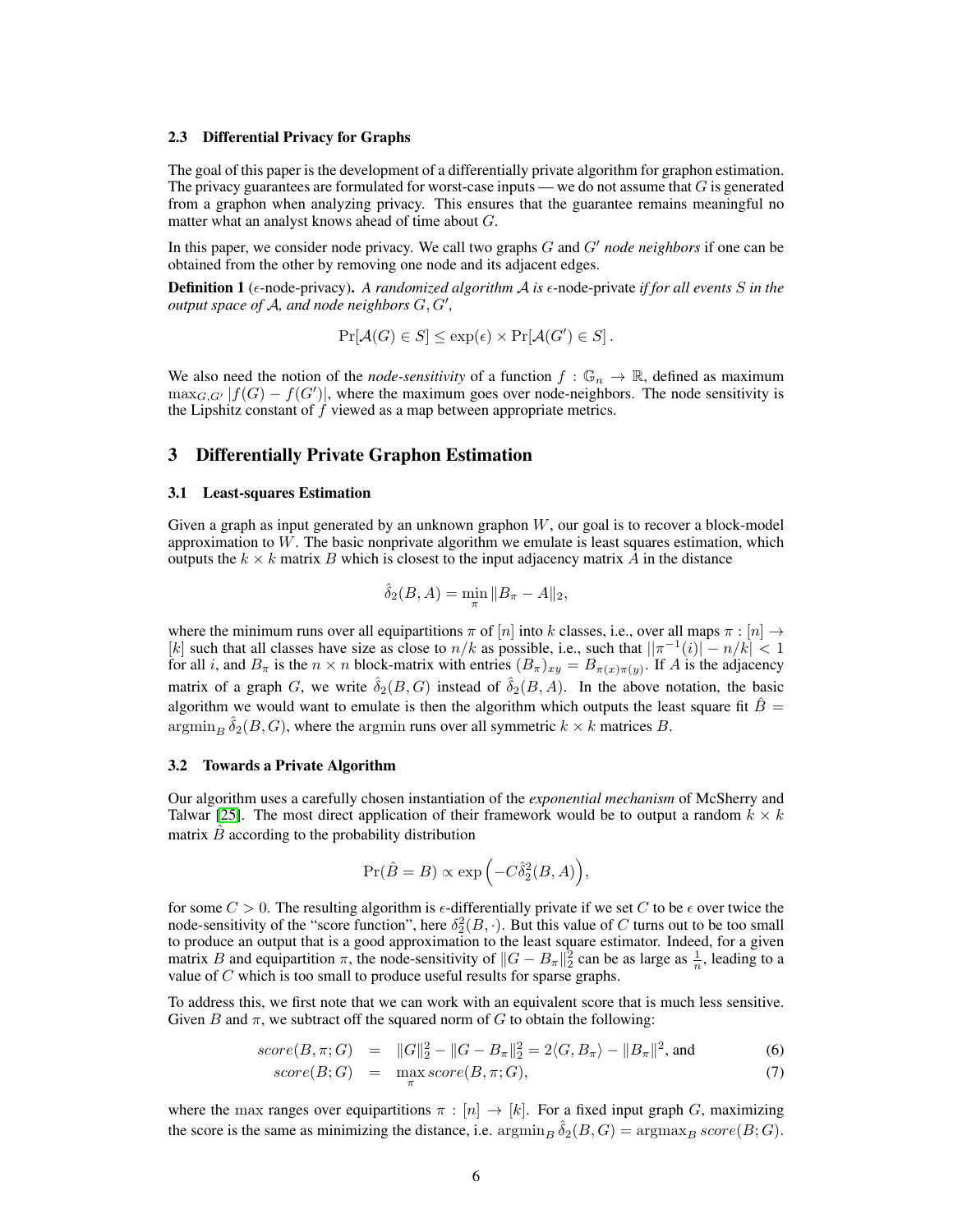### 2.3 Differential Privacy for Graphs

The goal of this paper is the development of a differentially private algorithm for graphon estimation. The privacy guarantees are formulated for worst-case inputs — we do not assume that $G$ is generated from a graphon when analyzing privacy. This ensures that the guarantee remains meaningful no matter what an analyst knows ahead of time about $G$.

In this paper, we consider node privacy. We call two graphs $G$ and $G'$ *node neighbors* if one can be obtained from the other by removing one node and its adjacent edges.

**Definition 1** ($\epsilon$-node-privacy). *A randomized algorithm $\mathcal{A}$ is $\epsilon$-node-private if for all events $S$ in the output space of $\mathcal{A}$, and node neighbors $G, G'$,*

$$\Pr[\mathcal{A}(G) \in S] \leq \exp(\epsilon) \times \Pr[\mathcal{A}(G') \in S]\,.$$

We also need the notion of the *node-sensitivity* of a function $f : \mathbb{G}_n \to \mathbb{R}$, defined as maximum $\max_{G,G'} |f(G) - f(G')|$, where the maximum goes over node-neighbors. The node sensitivity is the Lipshitz constant of $f$ viewed as a map between appropriate metrics.

## 3 Differentially Private Graphon Estimation

### 3.1 Least-squares Estimation

Given a graph as input generated by an unknown graphon $W$, our goal is to recover a block-model approximation to $W$. The basic nonprivate algorithm we emulate is least squares estimation, which outputs the $k \times k$ matrix $B$ which is closest to the input adjacency matrix $A$ in the distance

$$\hat{\delta}_2(B, A) = \min_{\pi} \|B_\pi - A\|_2,$$

where the minimum runs over all equipartitions $\pi$ of $[n]$ into $k$ classes, i.e., over all maps $\pi : [n] \to [k]$ such that all classes have size as close to $n/k$ as possible, i.e., such that $||\pi^{-1}(i)| - n/k| < 1$ for all $i$, and $B_\pi$ is the $n \times n$ block-matrix with entries $(B_\pi)_{xy} = B_{\pi(x)\pi(y)}$. If $A$ is the adjacency matrix of a graph $G$, we write $\hat{\delta}_2(B, G)$ instead of $\hat{\delta}_2(B, A)$. In the above notation, the basic algorithm we would want to emulate is then the algorithm which outputs the least square fit $\hat{B} = \operatorname{argmin}_B \hat{\delta}_2(B, G)$, where the argmin runs over all symmetric $k \times k$ matrices $B$.

### 3.2 Towards a Private Algorithm

Our algorithm uses a carefully chosen instantiation of the *exponential mechanism* of McSherry and Talwar [25]. The most direct application of their framework would be to output a random $k \times k$ matrix $\hat{B}$ according to the probability distribution

$$\Pr(\hat{B} = B) \propto \exp\Big(-C\hat{\delta}_2^2(B, A)\Big),$$

for some $C > 0$. The resulting algorithm is $\epsilon$-differentially private if we set $C$ to be $\epsilon$ over twice the node-sensitivity of the "score function", here $\delta_2^2(B, \cdot)$. But this value of $C$ turns out to be too small to produce an output that is a good approximation to the least square estimator. Indeed, for a given matrix $B$ and equipartition $\pi$, the node-sensitivity of $\|G - B_\pi\|_2^2$ can be as large as $\frac{1}{n}$, leading to a value of $C$ which is too small to produce useful results for sparse graphs.

To address this, we first note that we can work with an equivalent score that is much less sensitive. Given $B$ and $\pi$, we subtract off the squared norm of $G$ to obtain the following:

$$score(B, \pi; G) = \|G\|_2^2 - \|G - B_\pi\|_2^2 = 2\langle G, B_\pi\rangle - \|B_\pi\|^2, \text{ and} \tag{6}$$

$$score(B; G) = \max_{\pi} score(B, \pi; G), \tag{7}$$

where the max ranges over equipartitions $\pi : [n] \to [k]$. For a fixed input graph $G$, maximizing the score is the same as minimizing the distance, i.e. $\operatorname{argmin}_B \hat{\delta}_2(B, G) = \operatorname{argmax}_B score(B; G)$.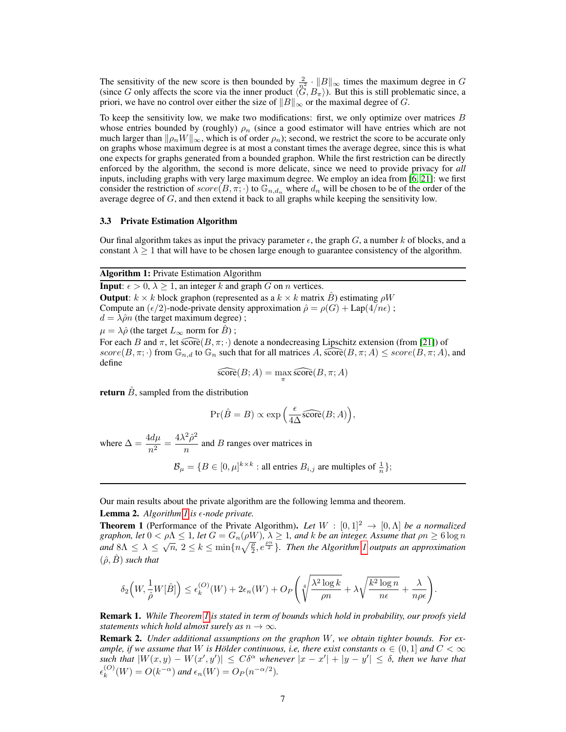The sensitivity of the new score is then bounded by $\frac{2}{n^2} \cdot \|B\|_\infty$ times the maximum degree in $G$ (since $G$ only affects the score via the inner product $\langle G, B_\pi \rangle$). But this is still problematic since, a priori, we have no control over either the size of $\|B\|_\infty$ or the maximal degree of $G$.

To keep the sensitivity low, we make two modifications: first, we only optimize over matrices $B$ whose entries bounded by (roughly) $\rho_n$ (since a good estimator will have entries which are not much larger than $\|\rho_n W\|_\infty$, which is of order $\rho_n$); second, we restrict the score to be accurate only on graphs whose maximum degree is at most a constant times the average degree, since this is what one expects for graphs generated from a bounded graphon. While the first restriction can be directly enforced by the algorithm, the second is more delicate, since we need to provide privacy for *all* inputs, including graphs with very large maximum degree. We employ an idea from [6, 21]: we first consider the restriction of $score(B, \pi; \cdot)$ to $\mathbb{G}_{n,d_n}$ where $d_n$ will be chosen to be of the order of the average degree of $G$, and then extend it back to all graphs while keeping the sensitivity low.

### 3.3 Private Estimation Algorithm

Our final algorithm takes as input the privacy parameter $\epsilon$, the graph $G$, a number $k$ of blocks, and a constant $\lambda \geq 1$ that will have to be chosen large enough to guarantee consistency of the algorithm.

**Algorithm 1:** Private Estimation Algorithm

**Input**: $\epsilon > 0$, $\lambda \geq 1$, an integer $k$ and graph $G$ on $n$ vertices.
**Output**: $k \times k$ block graphon (represented as a $k \times k$ matrix $\hat{B}$) estimating $\rho W$
Compute an $(\epsilon/2)$-node-private density approximation $\hat{\rho} = \rho(G) + \mathrm{Lap}(4/n\epsilon)$ ;
$d = \lambda \hat{\rho} n$ (the target maximum degree) ;
$\mu = \lambda \hat{\rho}$ (the target $L_\infty$ norm for $\hat{B}$) ;
For each $B$ and $\pi$, let $\widehat{\mathrm{score}}(B, \pi; \cdot)$ denote a nondecreasing Lipschitz extension (from [21]) of $score(B, \pi; \cdot)$ from $\mathbb{G}_{n,d}$ to $\mathbb{G}_n$ such that for all matrices $A$, $\widehat{\mathrm{score}}(B, \pi; A) \leq score(B, \pi; A)$, and define

$$\widehat{\mathrm{score}}(B; A) = \max_\pi \widehat{\mathrm{score}}(B, \pi; A)$$

**return** $\hat{B}$, sampled from the distribution

$$\Pr(\hat{B} = B) \propto \exp\Big( \frac{\epsilon}{4\Delta} \widehat{\mathrm{score}}(B; A) \Big),$$

where $\Delta = \dfrac{4d\mu}{n^2} = \dfrac{4\lambda^2 \hat{\rho}^2}{n}$ and $B$ ranges over matrices in

$$\mathcal{B}_\mu = \{B \in [0, \mu]^{k \times k} : \text{all entries } B_{i,j} \text{ are multiples of } \tfrac{1}{n}\};$$

Our main results about the private algorithm are the following lemma and theorem.

**Lemma 2.** *Algorithm 1 is $\epsilon$-node private.*

**Theorem 1** (Performance of the Private Algorithm). *Let $W : [0,1]^2 \to [0, \Lambda]$ be a normalized graphon, let $0 < \rho\Lambda \leq 1$, let $G = G_n(\rho W)$, $\lambda \geq 1$, and $k$ be an integer. Assume that $\rho n \geq 6 \log n$ and $8\Lambda \leq \lambda \leq \sqrt{n}$, $2 \leq k \leq \min\{n\sqrt{\frac{\rho}{2}}, e^{\frac{\rho n}{2}}\}$. Then the Algorithm 1 outputs an approximation $(\hat{\rho}, \hat{B})$ such that*

$$\delta_2\Big(W, \frac{1}{\hat{\rho}} W[\hat{B}]\Big) \leq \epsilon_k^{(O)}(W) + 2\epsilon_n(W) + O_P\left( \sqrt[4]{\frac{\lambda^2 \log k}{\rho n}} + \lambda \sqrt{\frac{k^2 \log n}{n\epsilon}} + \frac{\lambda}{n\rho\epsilon} \right).$$

**Remark 1.** *While Theorem 1 is stated in term of bounds which hold in probability, our proofs yield statements which hold almost surely as $n \to \infty$.*

**Remark 2.** *Under additional assumptions on the graphon $W$, we obtain tighter bounds. For example, if we assume that $W$ is Hölder continuous, i.e, there exist constants $\alpha \in (0, 1]$ and $C < \infty$ such that $|W(x, y) - W(x', y')| \leq C\delta^\alpha$ whenever $|x - x'| + |y - y'| \leq \delta$, then we have that $\epsilon_k^{(O)}(W) = O(k^{-\alpha})$ and $\epsilon_n(W) = O_P(n^{-\alpha/2})$.*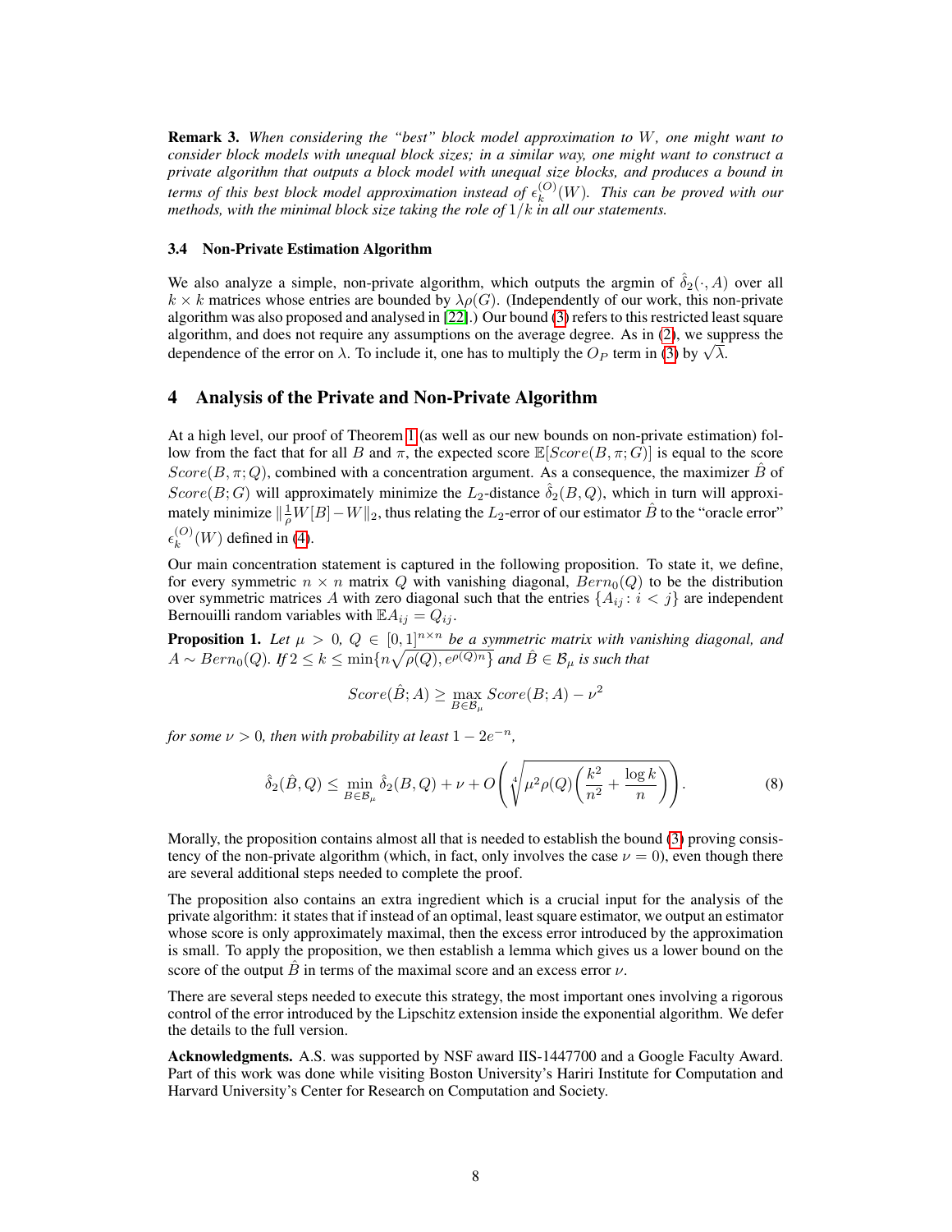**Remark 3.** *When considering the "best" block model approximation to $W$, one might want to consider block models with unequal block sizes; in a similar way, one might want to construct a private algorithm that outputs a block model with unequal size blocks, and produces a bound in terms of this best block model approximation instead of $\epsilon_k^{(O)}(W)$. This can be proved with our methods, with the minimal block size taking the role of $1/k$ in all our statements.*

### 3.4 Non-Private Estimation Algorithm

We also analyze a simple, non-private algorithm, which outputs the argmin of $\hat{\delta}_2(\cdot, A)$ over all $k \times k$ matrices whose entries are bounded by $\lambda\rho(G)$. (Independently of our work, this non-private algorithm was also proposed and analysed in [22].) Our bound (3) refers to this restricted least square algorithm, and does not require any assumptions on the average degree. As in (2), we suppress the dependence of the error on $\lambda$. To include it, one has to multiply the $O_P$ term in (3) by $\sqrt{\lambda}$.

## 4 Analysis of the Private and Non-Private Algorithm

At a high level, our proof of Theorem 1 (as well as our new bounds on non-private estimation) follow from the fact that for all $B$ and $\pi$, the expected score $\mathbb{E}[Score(B, \pi; G)]$ is equal to the score $Score(B, \pi; Q)$, combined with a concentration argument. As a consequence, the maximizer $\hat{B}$ of $Score(B; G)$ will approximately minimize the $L_2$-distance $\hat{\delta}_2(B, Q)$, which in turn will approximately minimize $\|\frac{1}{\rho}W[B] - W\|_2$, thus relating the $L_2$-error of our estimator $\hat{B}$ to the "oracle error" $\epsilon_k^{(O)}(W)$ defined in (4).

Our main concentration statement is captured in the following proposition. To state it, we define, for every symmetric $n \times n$ matrix $Q$ with vanishing diagonal, $Bern_0(Q)$ to be the distribution over symmetric matrices $A$ with zero diagonal such that the entries $\{A_{ij} : i < j\}$ are independent Bernouilli random variables with $\mathbb{E}A_{ij} = Q_{ij}$.

**Proposition 1.** *Let $\mu > 0$, $Q \in [0,1]^{n \times n}$ be a symmetric matrix with vanishing diagonal, and $A \sim Bern_0(Q)$. If $2 \le k \le \min\{n\sqrt{\rho(Q)}, e^{\rho(Q)n}\}$ and $\hat{B} \in \mathcal{B}_\mu$ is such that*

$$Score(\hat{B}; A) \ge \max_{B \in \mathcal{B}_\mu} Score(B; A) - \nu^2$$

*for some $\nu > 0$, then with probability at least $1 - 2e^{-n}$,*

$$\hat{\delta}_2(\hat{B}, Q) \le \min_{B \in \mathcal{B}_\mu} \hat{\delta}_2(B, Q) + \nu + O\left(\sqrt[4]{\mu^2 \rho(Q)\left(\frac{k^2}{n^2} + \frac{\log k}{n}\right)}\right). \tag{8}$$

Morally, the proposition contains almost all that is needed to establish the bound (3) proving consistency of the non-private algorithm (which, in fact, only involves the case $\nu = 0$), even though there are several additional steps needed to complete the proof.

The proposition also contains an extra ingredient which is a crucial input for the analysis of the private algorithm: it states that if instead of an optimal, least square estimator, we output an estimator whose score is only approximately maximal, then the excess error introduced by the approximation is small. To apply the proposition, we then establish a lemma which gives us a lower bound on the score of the output $\hat{B}$ in terms of the maximal score and an excess error $\nu$.

There are several steps needed to execute this strategy, the most important ones involving a rigorous control of the error introduced by the Lipschitz extension inside the exponential algorithm. We defer the details to the full version.

**Acknowledgments.** A.S. was supported by NSF award IIS-1447700 and a Google Faculty Award. Part of this work was done while visiting Boston University's Hariri Institute for Computation and Harvard University's Center for Research on Computation and Society.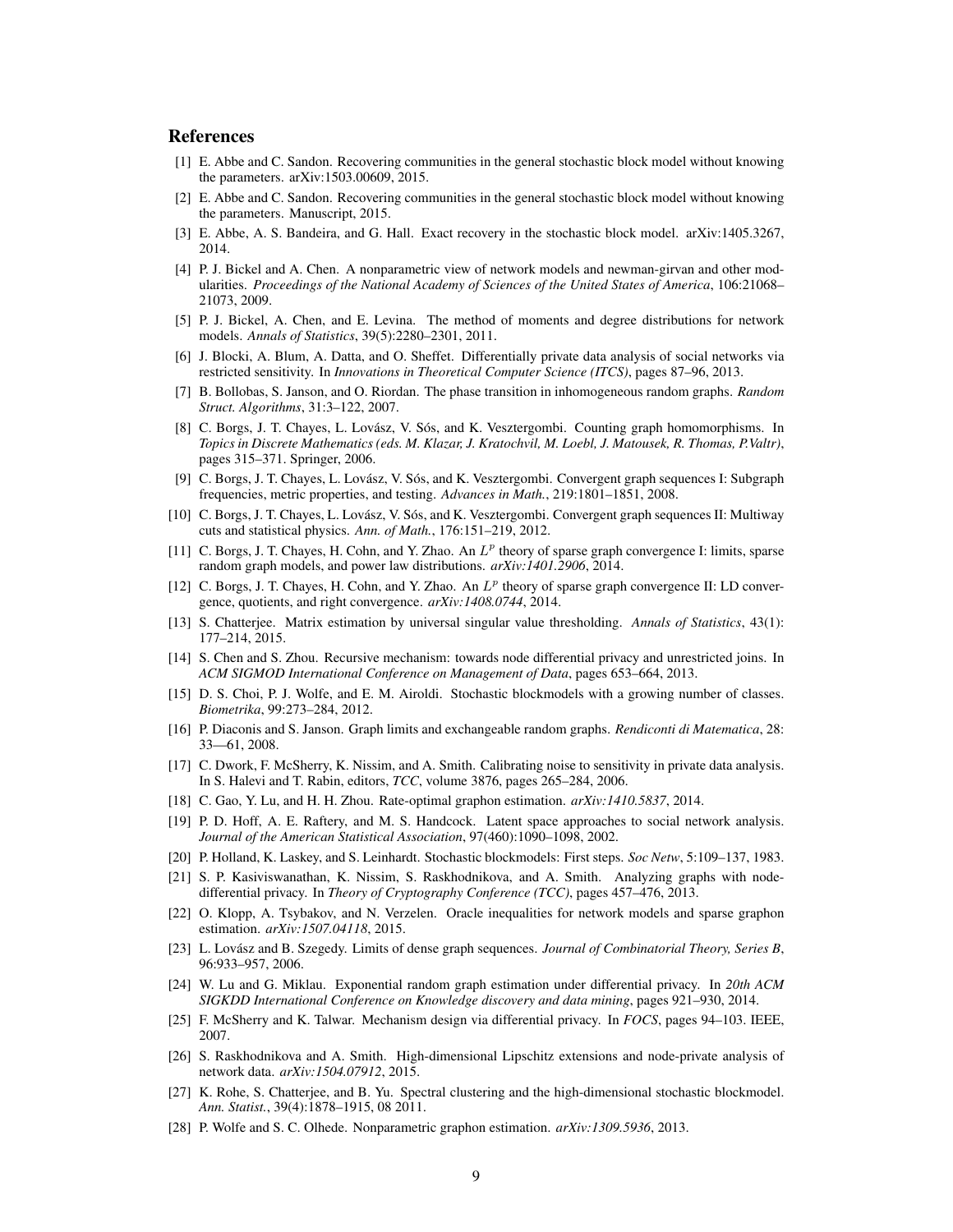## References

[1] E. Abbe and C. Sandon. Recovering communities in the general stochastic block model without knowing the parameters. arXiv:1503.00609, 2015.

[2] E. Abbe and C. Sandon. Recovering communities in the general stochastic block model without knowing the parameters. Manuscript, 2015.

[3] E. Abbe, A. S. Bandeira, and G. Hall. Exact recovery in the stochastic block model. arXiv:1405.3267, 2014.

[4] P. J. Bickel and A. Chen. A nonparametric view of network models and newman-girvan and other modularities. *Proceedings of the National Academy of Sciences of the United States of America*, 106:21068–21073, 2009.

[5] P. J. Bickel, A. Chen, and E. Levina. The method of moments and degree distributions for network models. *Annals of Statistics*, 39(5):2280–2301, 2011.

[6] J. Blocki, A. Blum, A. Datta, and O. Sheffet. Differentially private data analysis of social networks via restricted sensitivity. In *Innovations in Theoretical Computer Science (ITCS)*, pages 87–96, 2013.

[7] B. Bollobas, S. Janson, and O. Riordan. The phase transition in inhomogeneous random graphs. *Random Struct. Algorithms*, 31:3–122, 2007.

[8] C. Borgs, J. T. Chayes, L. Lovász, V. Sós, and K. Vesztergombi. Counting graph homomorphisms. In *Topics in Discrete Mathematics (eds. M. Klazar, J. Kratochvil, M. Loebl, J. Matousek, R. Thomas, P.Valtr)*, pages 315–371. Springer, 2006.

[9] C. Borgs, J. T. Chayes, L. Lovász, V. Sós, and K. Vesztergombi. Convergent graph sequences I: Subgraph frequencies, metric properties, and testing. *Advances in Math.*, 219:1801–1851, 2008.

[10] C. Borgs, J. T. Chayes, L. Lovász, V. Sós, and K. Vesztergombi. Convergent graph sequences II: Multiway cuts and statistical physics. *Ann. of Math.*, 176:151–219, 2012.

[11] C. Borgs, J. T. Chayes, H. Cohn, and Y. Zhao. An $L^p$ theory of sparse graph convergence I: limits, sparse random graph models, and power law distributions. *arXiv:1401.2906*, 2014.

[12] C. Borgs, J. T. Chayes, H. Cohn, and Y. Zhao. An $L^p$ theory of sparse graph convergence II: LD convergence, quotients, and right convergence. *arXiv:1408.0744*, 2014.

[13] S. Chatterjee. Matrix estimation by universal singular value thresholding. *Annals of Statistics*, 43(1): 177–214, 2015.

[14] S. Chen and S. Zhou. Recursive mechanism: towards node differential privacy and unrestricted joins. In *ACM SIGMOD International Conference on Management of Data*, pages 653–664, 2013.

[15] D. S. Choi, P. J. Wolfe, and E. M. Airoldi. Stochastic blockmodels with a growing number of classes. *Biometrika*, 99:273–284, 2012.

[16] P. Diaconis and S. Janson. Graph limits and exchangeable random graphs. *Rendiconti di Matematica*, 28: 33—61, 2008.

[17] C. Dwork, F. McSherry, K. Nissim, and A. Smith. Calibrating noise to sensitivity in private data analysis. In S. Halevi and T. Rabin, editors, *TCC*, volume 3876, pages 265–284, 2006.

[18] C. Gao, Y. Lu, and H. H. Zhou. Rate-optimal graphon estimation. *arXiv:1410.5837*, 2014.

[19] P. D. Hoff, A. E. Raftery, and M. S. Handcock. Latent space approaches to social network analysis. *Journal of the American Statistical Association*, 97(460):1090–1098, 2002.

[20] P. Holland, K. Laskey, and S. Leinhardt. Stochastic blockmodels: First steps. *Soc Netw*, 5:109–137, 1983.

[21] S. P. Kasiviswanathan, K. Nissim, S. Raskhodnikova, and A. Smith. Analyzing graphs with node-differential privacy. In *Theory of Cryptography Conference (TCC)*, pages 457–476, 2013.

[22] O. Klopp, A. Tsybakov, and N. Verzelen. Oracle inequalities for network models and sparse graphon estimation. *arXiv:1507.04118*, 2015.

[23] L. Lovász and B. Szegedy. Limits of dense graph sequences. *Journal of Combinatorial Theory, Series B*, 96:933–957, 2006.

[24] W. Lu and G. Miklau. Exponential random graph estimation under differential privacy. In *20th ACM SIGKDD International Conference on Knowledge discovery and data mining*, pages 921–930, 2014.

[25] F. McSherry and K. Talwar. Mechanism design via differential privacy. In *FOCS*, pages 94–103. IEEE, 2007.

[26] S. Raskhodnikova and A. Smith. High-dimensional Lipschitz extensions and node-private analysis of network data. *arXiv:1504.07912*, 2015.

[27] K. Rohe, S. Chatterjee, and B. Yu. Spectral clustering and the high-dimensional stochastic blockmodel. *Ann. Statist.*, 39(4):1878–1915, 08 2011.

[28] P. Wolfe and S. C. Olhede. Nonparametric graphon estimation. *arXiv:1309.5936*, 2013.